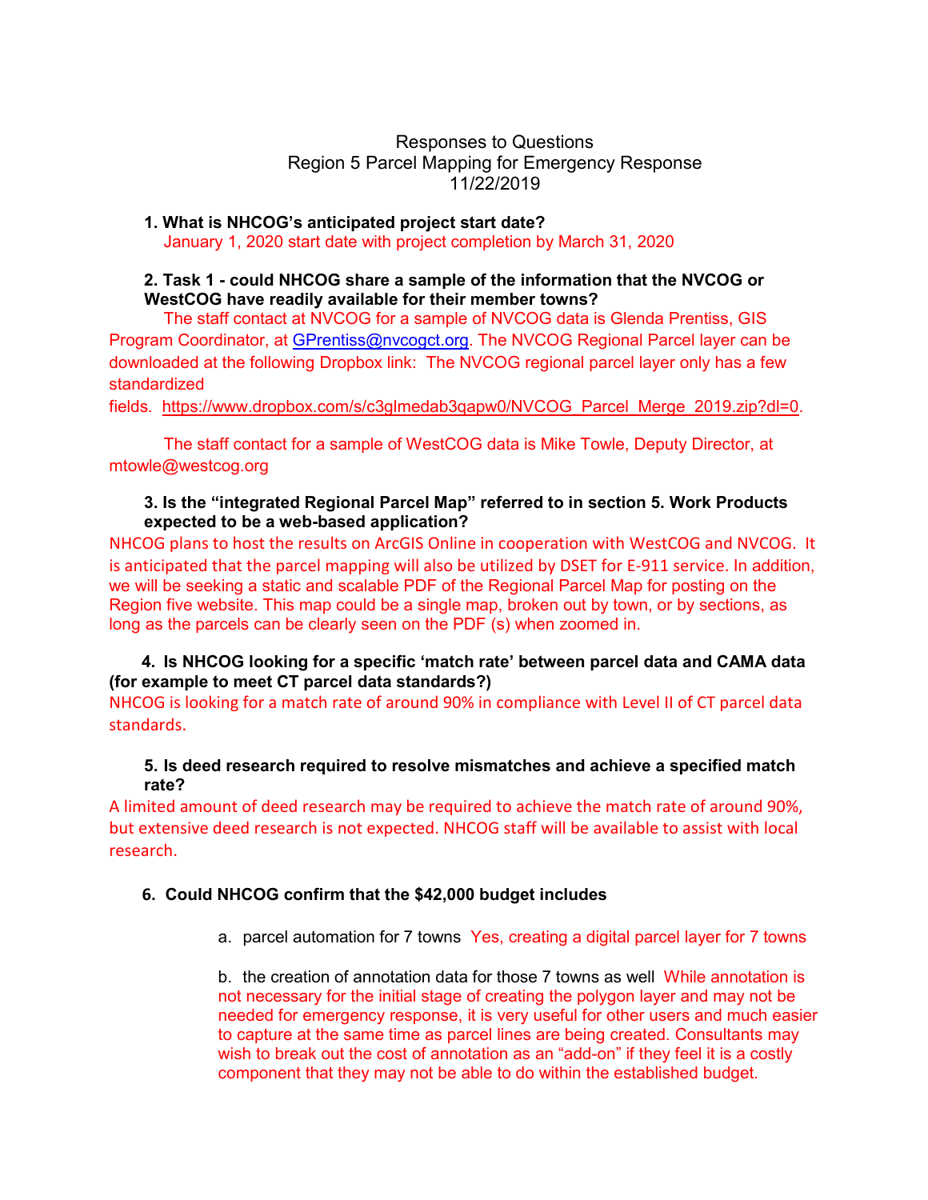# Responses to Questions
## Region 5 Parcel Mapping for Emergency Response
### 11/22/2019

**1. What is NHCOG's anticipated project start date?**

January 1, 2020 start date with project completion by March 31, 2020

**2. Task 1 - could NHCOG share a sample of the information that the NVCOG or WestCOG have readily available for their member towns?**

The staff contact at NVCOG for a sample of NVCOG data is Glenda Prentiss, GIS Program Coordinator, at GPrentiss@nvcogct.org. The NVCOG Regional Parcel layer can be downloaded at the following Dropbox link: The NVCOG regional parcel layer only has a few standardized fields. https://www.dropbox.com/s/c3glmedab3qapw0/NVCOG_Parcel_Merge_2019.zip?dl=0.

The staff contact for a sample of WestCOG data is Mike Towle, Deputy Director, at mtowle@westcog.org

**3. Is the "integrated Regional Parcel Map" referred to in section 5. Work Products expected to be a web-based application?**

NHCOG plans to host the results on ArcGIS Online in cooperation with WestCOG and NVCOG. It is anticipated that the parcel mapping will also be utilized by DSET for E-911 service. In addition, we will be seeking a static and scalable PDF of the Regional Parcel Map for posting on the Region five website. This map could be a single map, broken out by town, or by sections, as long as the parcels can be clearly seen on the PDF (s) when zoomed in.

**4. Is NHCOG looking for a specific 'match rate' between parcel data and CAMA data (for example to meet CT parcel data standards?)**

NHCOG is looking for a match rate of around 90% in compliance with Level II of CT parcel data standards.

**5. Is deed research required to resolve mismatches and achieve a specified match rate?**

A limited amount of deed research may be required to achieve the match rate of around 90%, but extensive deed research is not expected. NHCOG staff will be available to assist with local research.

**6. Could NHCOG confirm that the $42,000 budget includes**

a. parcel automation for 7 towns Yes, creating a digital parcel layer for 7 towns

b. the creation of annotation data for those 7 towns as well While annotation is not necessary for the initial stage of creating the polygon layer and may not be needed for emergency response, it is very useful for other users and much easier to capture at the same time as parcel lines are being created. Consultants may wish to break out the cost of annotation as an "add-on" if they feel it is a costly component that they may not be able to do within the established budget.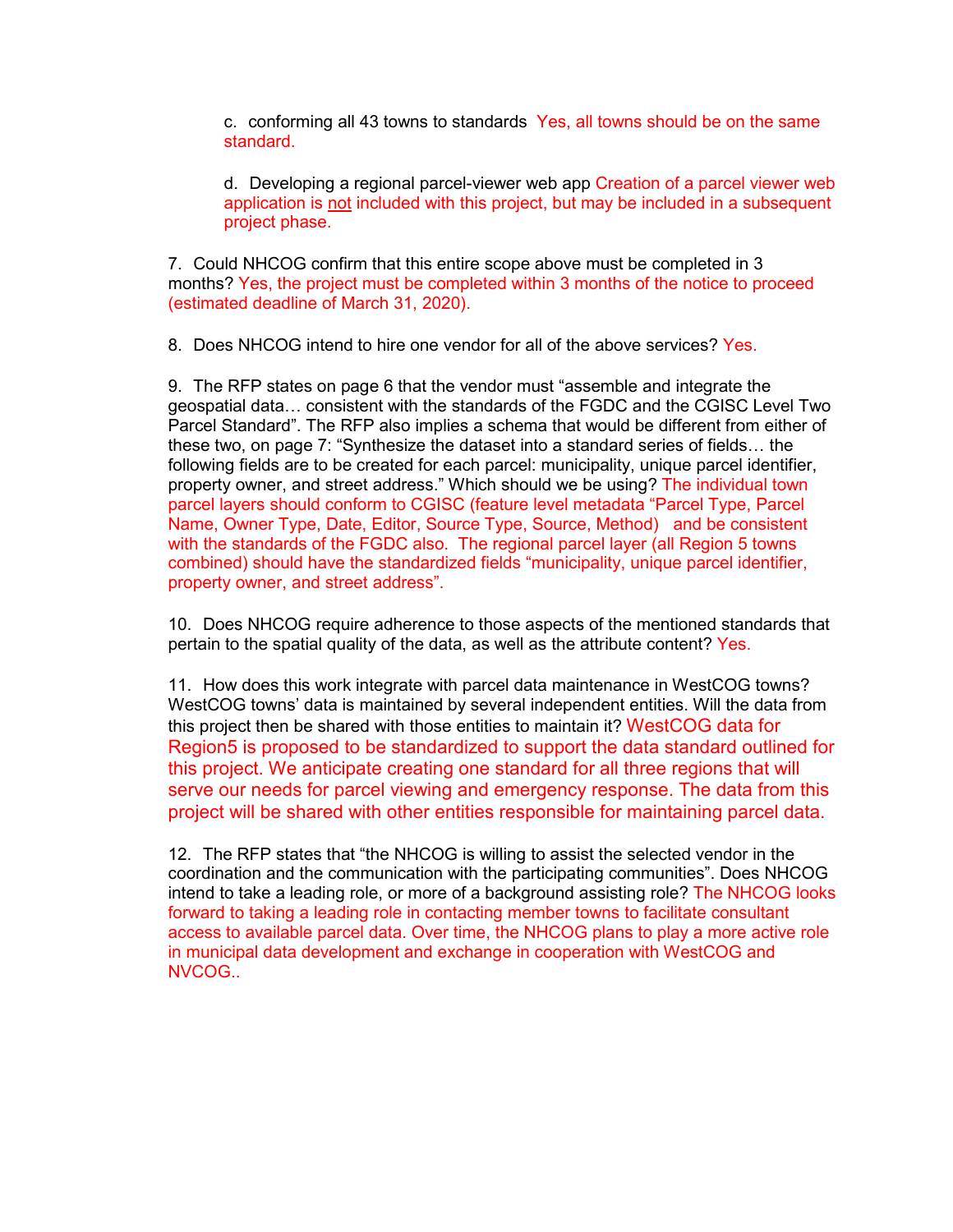c. conforming all 43 towns to standards Yes, all towns should be on the same standard.

d. Developing a regional parcel-viewer web app Creation of a parcel viewer web application is <u>not</u> included with this project, but may be included in a subsequent project phase.

7. Could NHCOG confirm that this entire scope above must be completed in 3 months? Yes, the project must be completed within 3 months of the notice to proceed (estimated deadline of March 31, 2020).

8. Does NHCOG intend to hire one vendor for all of the above services? Yes.

9. The RFP states on page 6 that the vendor must "assemble and integrate the geospatial data… consistent with the standards of the FGDC and the CGISC Level Two Parcel Standard". The RFP also implies a schema that would be different from either of these two, on page 7: "Synthesize the dataset into a standard series of fields… the following fields are to be created for each parcel: municipality, unique parcel identifier, property owner, and street address." Which should we be using? The individual town parcel layers should conform to CGISC (feature level metadata "Parcel Type, Parcel Name, Owner Type, Date, Editor, Source Type, Source, Method) and be consistent with the standards of the FGDC also. The regional parcel layer (all Region 5 towns combined) should have the standardized fields "municipality, unique parcel identifier, property owner, and street address".

10. Does NHCOG require adherence to those aspects of the mentioned standards that pertain to the spatial quality of the data, as well as the attribute content? Yes.

11. How does this work integrate with parcel data maintenance in WestCOG towns? WestCOG towns' data is maintained by several independent entities. Will the data from this project then be shared with those entities to maintain it? WestCOG data for Region5 is proposed to be standardized to support the data standard outlined for this project. We anticipate creating one standard for all three regions that will serve our needs for parcel viewing and emergency response. The data from this project will be shared with other entities responsible for maintaining parcel data.

12. The RFP states that "the NHCOG is willing to assist the selected vendor in the coordination and the communication with the participating communities". Does NHCOG intend to take a leading role, or more of a background assisting role? The NHCOG looks forward to taking a leading role in contacting member towns to facilitate consultant access to available parcel data. Over time, the NHCOG plans to play a more active role in municipal data development and exchange in cooperation with WestCOG and NVCOG..